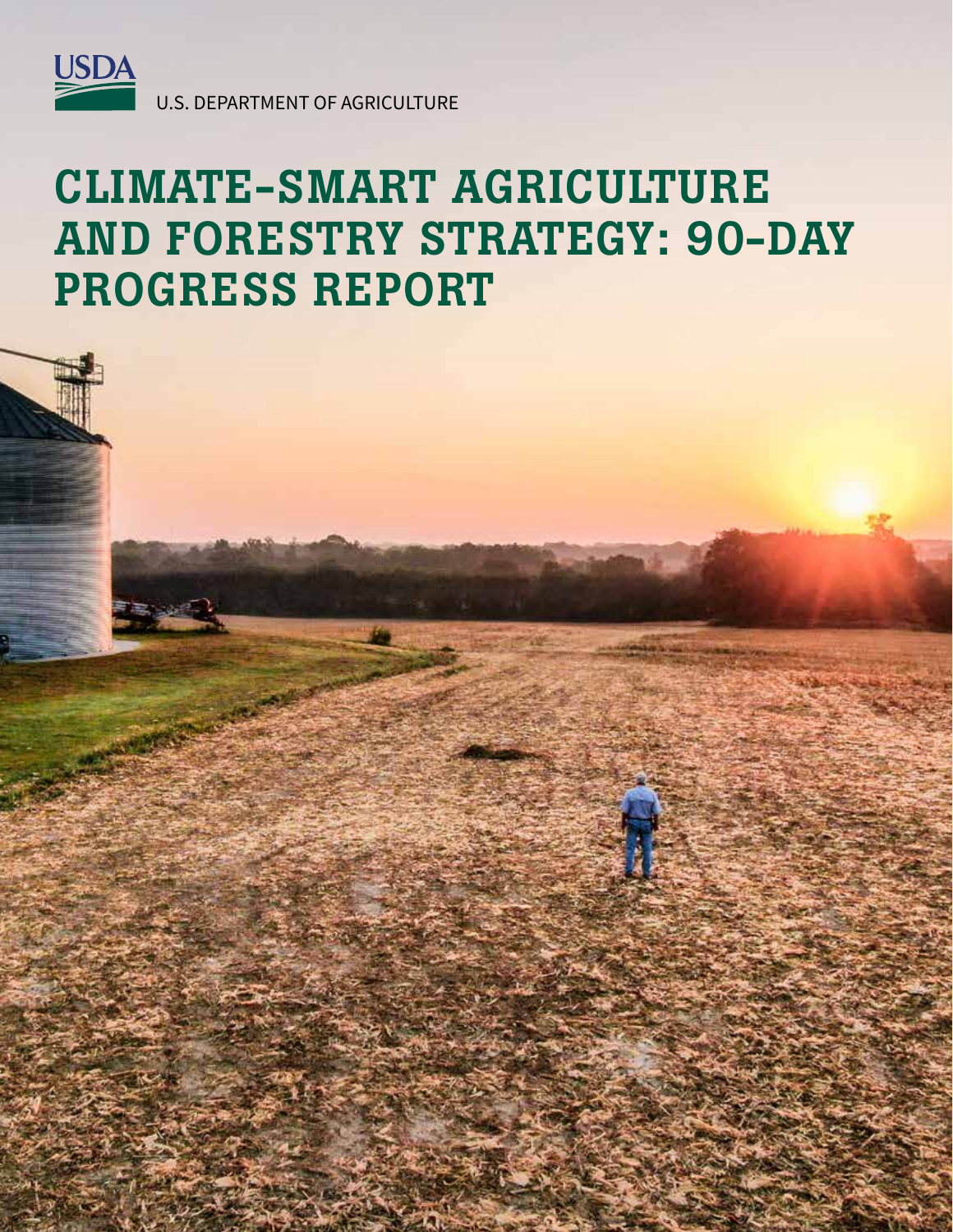USDA

U.S. DEPARTMENT OF AGRICULTURE

# CLIMATE-SMART AGRICULTURE AND FORESTRY STRATEGY: 90-DAY PROGRESS REPORT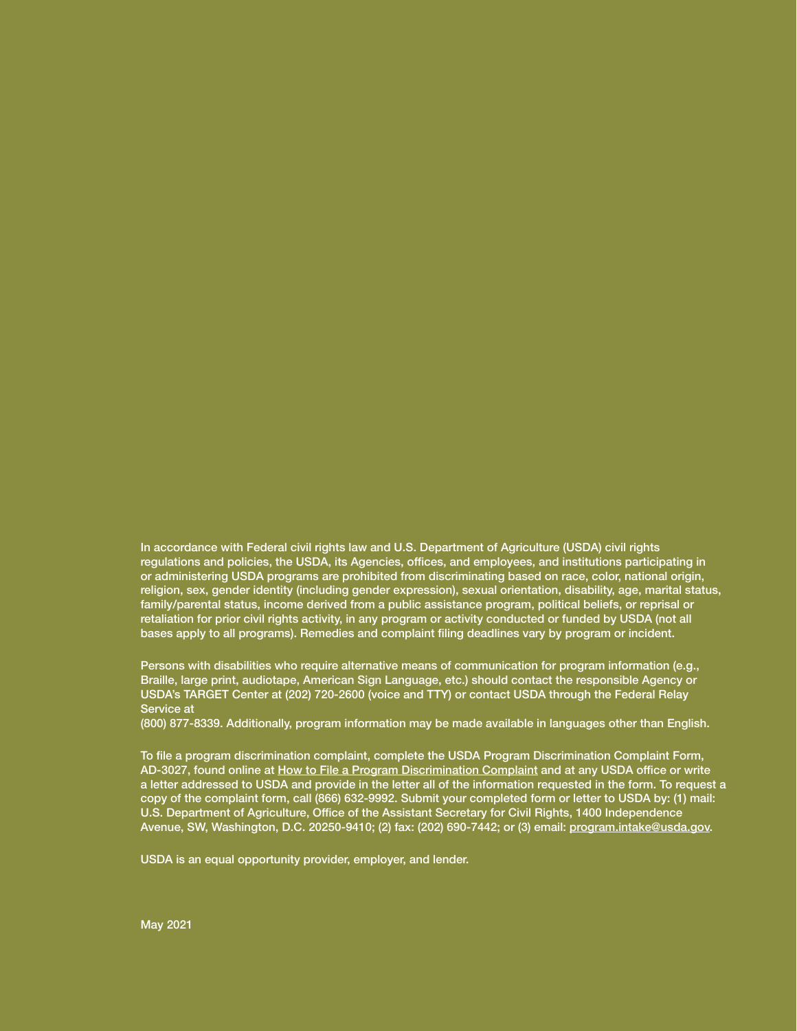In accordance with Federal civil rights law and U.S. Department of Agriculture (USDA) civil rights regulations and policies, the USDA, its Agencies, offices, and employees, and institutions participating in or administering USDA programs are prohibited from discriminating based on race, color, national origin, religion, sex, gender identity (including gender expression), sexual orientation, disability, age, marital status, family/parental status, income derived from a public assistance program, political beliefs, or reprisal or retaliation for prior civil rights activity, in any program or activity conducted or funded by USDA (not all bases apply to all programs). Remedies and complaint filing deadlines vary by program or incident.

Persons with disabilities who require alternative means of communication for program information (e.g., Braille, large print, audiotape, American Sign Language, etc.) should contact the responsible Agency or USDA's TARGET Center at (202) 720-2600 (voice and TTY) or contact USDA through the Federal Relay Service at
(800) 877-8339. Additionally, program information may be made available in languages other than English.

To file a program discrimination complaint, complete the USDA Program Discrimination Complaint Form, AD-3027, found online at How to File a Program Discrimination Complaint and at any USDA office or write a letter addressed to USDA and provide in the letter all of the information requested in the form. To request a copy of the complaint form, call (866) 632-9992. Submit your completed form or letter to USDA by: (1) mail: U.S. Department of Agriculture, Office of the Assistant Secretary for Civil Rights, 1400 Independence Avenue, SW, Washington, D.C. 20250-9410; (2) fax: (202) 690-7442; or (3) email: program.intake@usda.gov.

USDA is an equal opportunity provider, employer, and lender.

May 2021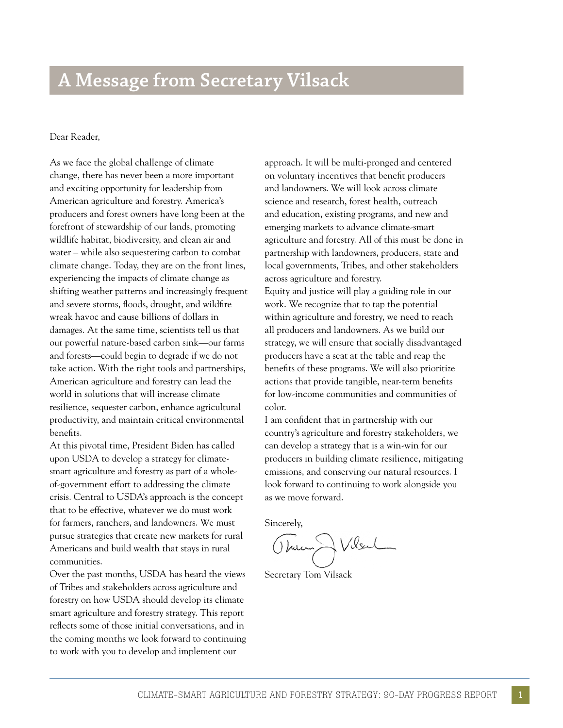# A Message from Secretary Vilsack

Dear Reader,

As we face the global challenge of climate change, there has never been a more important and exciting opportunity for leadership from American agriculture and forestry. America's producers and forest owners have long been at the forefront of stewardship of our lands, promoting wildlife habitat, biodiversity, and clean air and water – while also sequestering carbon to combat climate change. Today, they are on the front lines, experiencing the impacts of climate change as shifting weather patterns and increasingly frequent and severe storms, floods, drought, and wildfire wreak havoc and cause billions of dollars in damages. At the same time, scientists tell us that our powerful nature-based carbon sink—our farms and forests—could begin to degrade if we do not take action. With the right tools and partnerships, American agriculture and forestry can lead the world in solutions that will increase climate resilience, sequester carbon, enhance agricultural productivity, and maintain critical environmental benefits.

At this pivotal time, President Biden has called upon USDA to develop a strategy for climate-smart agriculture and forestry as part of a whole-of-government effort to addressing the climate crisis. Central to USDA's approach is the concept that to be effective, whatever we do must work for farmers, ranchers, and landowners. We must pursue strategies that create new markets for rural Americans and build wealth that stays in rural communities.

Over the past months, USDA has heard the views of Tribes and stakeholders across agriculture and forestry on how USDA should develop its climate smart agriculture and forestry strategy. This report reflects some of those initial conversations, and in the coming months we look forward to continuing to work with you to develop and implement our approach. It will be multi-pronged and centered on voluntary incentives that benefit producers and landowners. We will look across climate science and research, forest health, outreach and education, existing programs, and new and emerging markets to advance climate-smart agriculture and forestry. All of this must be done in partnership with landowners, producers, state and local governments, Tribes, and other stakeholders across agriculture and forestry.

Equity and justice will play a guiding role in our work. We recognize that to tap the potential within agriculture and forestry, we need to reach all producers and landowners. As we build our strategy, we will ensure that socially disadvantaged producers have a seat at the table and reap the benefits of these programs. We will also prioritize actions that provide tangible, near-term benefits for low-income communities and communities of color.

I am confident that in partnership with our country's agriculture and forestry stakeholders, we can develop a strategy that is a win-win for our producers in building climate resilience, mitigating emissions, and conserving our natural resources. I look forward to continuing to work alongside you as we move forward.

Sincerely,

Secretary Tom Vilsack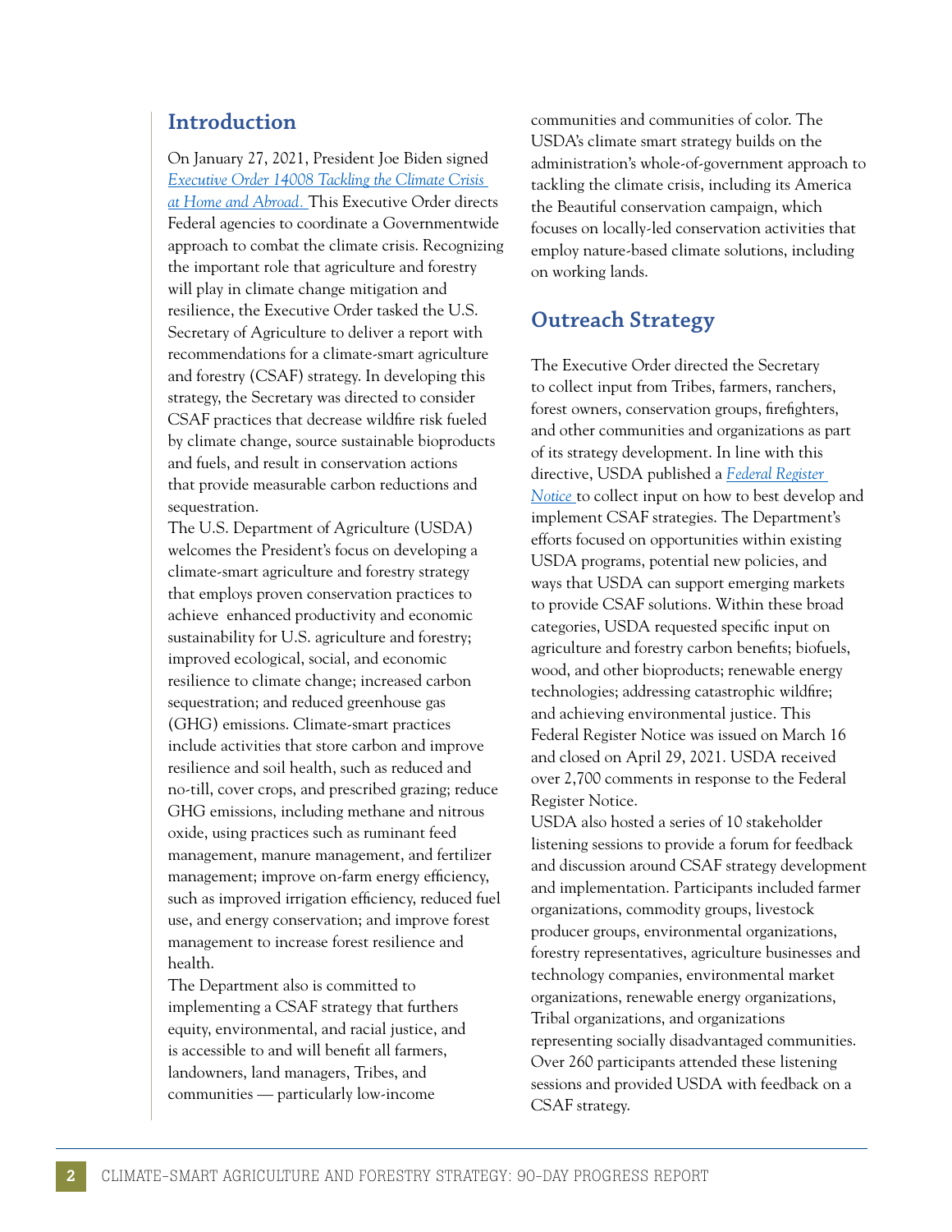## Introduction

On January 27, 2021, President Joe Biden signed *Executive Order 14008 Tackling the Climate Crisis at Home and Abroad.* This Executive Order directs Federal agencies to coordinate a Governmentwide approach to combat the climate crisis. Recognizing the important role that agriculture and forestry will play in climate change mitigation and resilience, the Executive Order tasked the U.S. Secretary of Agriculture to deliver a report with recommendations for a climate-smart agriculture and forestry (CSAF) strategy. In developing this strategy, the Secretary was directed to consider CSAF practices that decrease wildfire risk fueled by climate change, source sustainable bioproducts and fuels, and result in conservation actions that provide measurable carbon reductions and sequestration.

The U.S. Department of Agriculture (USDA) welcomes the President's focus on developing a climate-smart agriculture and forestry strategy that employs proven conservation practices to achieve enhanced productivity and economic sustainability for U.S. agriculture and forestry; improved ecological, social, and economic resilience to climate change; increased carbon sequestration; and reduced greenhouse gas (GHG) emissions. Climate-smart practices include activities that store carbon and improve resilience and soil health, such as reduced and no-till, cover crops, and prescribed grazing; reduce GHG emissions, including methane and nitrous oxide, using practices such as ruminant feed management, manure management, and fertilizer management; improve on-farm energy efficiency, such as improved irrigation efficiency, reduced fuel use, and energy conservation; and improve forest management to increase forest resilience and health.

The Department also is committed to implementing a CSAF strategy that furthers equity, environmental, and racial justice, and is accessible to and will benefit all farmers, landowners, land managers, Tribes, and communities — particularly low-income communities and communities of color. The USDA's climate smart strategy builds on the administration's whole-of-government approach to tackling the climate crisis, including its America the Beautiful conservation campaign, which focuses on locally-led conservation activities that employ nature-based climate solutions, including on working lands.

## Outreach Strategy

The Executive Order directed the Secretary to collect input from Tribes, farmers, ranchers, forest owners, conservation groups, firefighters, and other communities and organizations as part of its strategy development. In line with this directive, USDA published a *Federal Register Notice* to collect input on how to best develop and implement CSAF strategies. The Department's efforts focused on opportunities within existing USDA programs, potential new policies, and ways that USDA can support emerging markets to provide CSAF solutions. Within these broad categories, USDA requested specific input on agriculture and forestry carbon benefits; biofuels, wood, and other bioproducts; renewable energy technologies; addressing catastrophic wildfire; and achieving environmental justice. This Federal Register Notice was issued on March 16 and closed on April 29, 2021. USDA received over 2,700 comments in response to the Federal Register Notice.

USDA also hosted a series of 10 stakeholder listening sessions to provide a forum for feedback and discussion around CSAF strategy development and implementation. Participants included farmer organizations, commodity groups, livestock producer groups, environmental organizations, forestry representatives, agriculture businesses and technology companies, environmental market organizations, renewable energy organizations, Tribal organizations, and organizations representing socially disadvantaged communities. Over 260 participants attended these listening sessions and provided USDA with feedback on a CSAF strategy.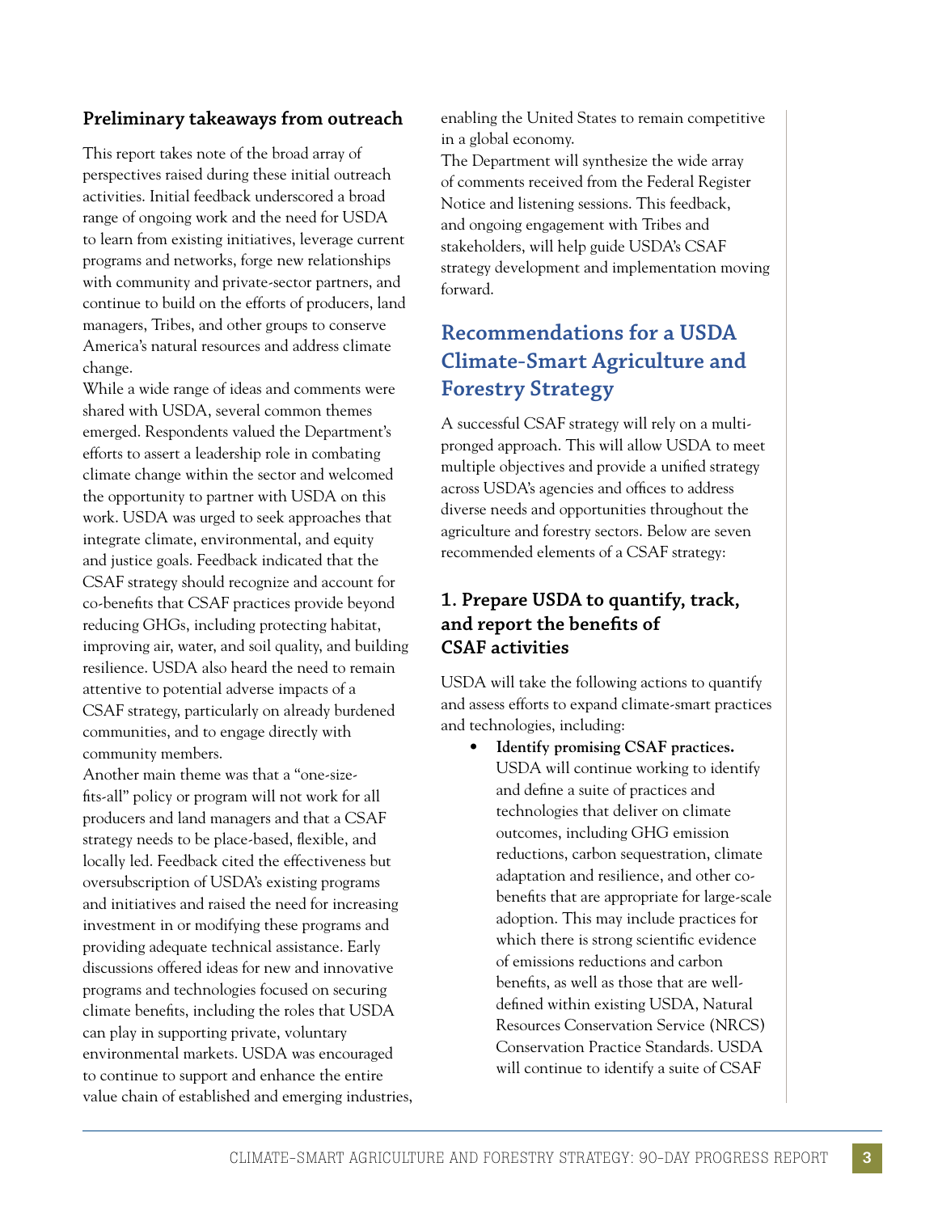### Preliminary takeaways from outreach

This report takes note of the broad array of perspectives raised during these initial outreach activities. Initial feedback underscored a broad range of ongoing work and the need for USDA to learn from existing initiatives, leverage current programs and networks, forge new relationships with community and private-sector partners, and continue to build on the efforts of producers, land managers, Tribes, and other groups to conserve America's natural resources and address climate change.

While a wide range of ideas and comments were shared with USDA, several common themes emerged. Respondents valued the Department's efforts to assert a leadership role in combating climate change within the sector and welcomed the opportunity to partner with USDA on this work. USDA was urged to seek approaches that integrate climate, environmental, and equity and justice goals. Feedback indicated that the CSAF strategy should recognize and account for co-benefits that CSAF practices provide beyond reducing GHGs, including protecting habitat, improving air, water, and soil quality, and building resilience. USDA also heard the need to remain attentive to potential adverse impacts of a CSAF strategy, particularly on already burdened communities, and to engage directly with community members.

Another main theme was that a "one-size-fits-all" policy or program will not work for all producers and land managers and that a CSAF strategy needs to be place-based, flexible, and locally led. Feedback cited the effectiveness but oversubscription of USDA's existing programs and initiatives and raised the need for increasing investment in or modifying these programs and providing adequate technical assistance. Early discussions offered ideas for new and innovative programs and technologies focused on securing climate benefits, including the roles that USDA can play in supporting private, voluntary environmental markets. USDA was encouraged to continue to support and enhance the entire value chain of established and emerging industries, enabling the United States to remain competitive in a global economy.

The Department will synthesize the wide array of comments received from the Federal Register Notice and listening sessions. This feedback, and ongoing engagement with Tribes and stakeholders, will help guide USDA's CSAF strategy development and implementation moving forward.

## Recommendations for a USDA Climate-Smart Agriculture and Forestry Strategy

A successful CSAF strategy will rely on a multi-pronged approach. This will allow USDA to meet multiple objectives and provide a unified strategy across USDA's agencies and offices to address diverse needs and opportunities throughout the agriculture and forestry sectors. Below are seven recommended elements of a CSAF strategy:

### 1. Prepare USDA to quantify, track, and report the benefits of CSAF activities

USDA will take the following actions to quantify and assess efforts to expand climate-smart practices and technologies, including:

- **Identify promising CSAF practices.** USDA will continue working to identify and define a suite of practices and technologies that deliver on climate outcomes, including GHG emission reductions, carbon sequestration, climate adaptation and resilience, and other co-benefits that are appropriate for large-scale adoption. This may include practices for which there is strong scientific evidence of emissions reductions and carbon benefits, as well as those that are well-defined within existing USDA, Natural Resources Conservation Service (NRCS) Conservation Practice Standards. USDA will continue to identify a suite of CSAF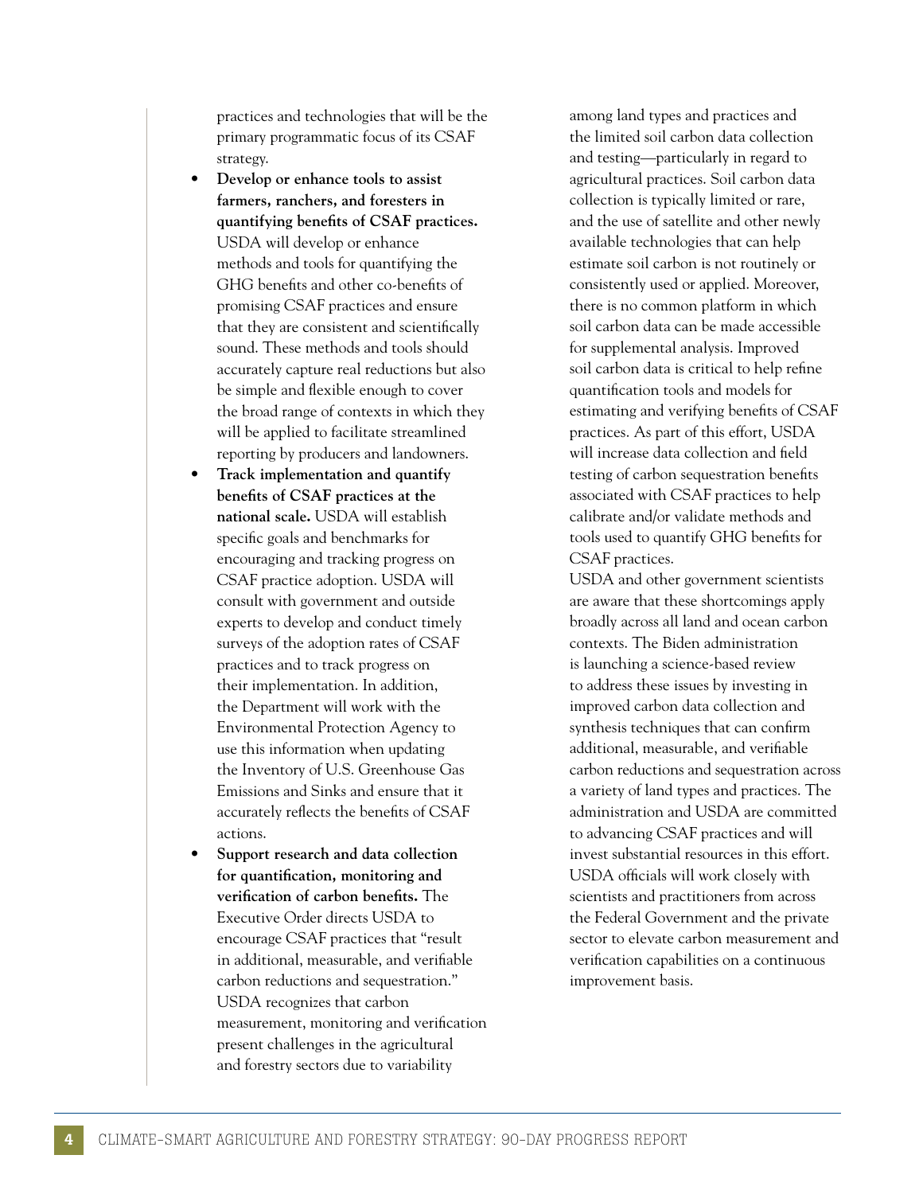practices and technologies that will be the primary programmatic focus of its CSAF strategy.

- **Develop or enhance tools to assist farmers, ranchers, and foresters in quantifying benefits of CSAF practices.** USDA will develop or enhance methods and tools for quantifying the GHG benefits and other co-benefits of promising CSAF practices and ensure that they are consistent and scientifically sound. These methods and tools should accurately capture real reductions but also be simple and flexible enough to cover the broad range of contexts in which they will be applied to facilitate streamlined reporting by producers and landowners.
- **Track implementation and quantify benefits of CSAF practices at the national scale.** USDA will establish specific goals and benchmarks for encouraging and tracking progress on CSAF practice adoption. USDA will consult with government and outside experts to develop and conduct timely surveys of the adoption rates of CSAF practices and to track progress on their implementation. In addition, the Department will work with the Environmental Protection Agency to use this information when updating the Inventory of U.S. Greenhouse Gas Emissions and Sinks and ensure that it accurately reflects the benefits of CSAF actions.
- **Support research and data collection for quantification, monitoring and verification of carbon benefits.** The Executive Order directs USDA to encourage CSAF practices that "result in additional, measurable, and verifiable carbon reductions and sequestration." USDA recognizes that carbon measurement, monitoring and verification present challenges in the agricultural and forestry sectors due to variability among land types and practices and the limited soil carbon data collection and testing—particularly in regard to agricultural practices. Soil carbon data collection is typically limited or rare, and the use of satellite and other newly available technologies that can help estimate soil carbon is not routinely or consistently used or applied. Moreover, there is no common platform in which soil carbon data can be made accessible for supplemental analysis. Improved soil carbon data is critical to help refine quantification tools and models for estimating and verifying benefits of CSAF practices. As part of this effort, USDA will increase data collection and field testing of carbon sequestration benefits associated with CSAF practices to help calibrate and/or validate methods and tools used to quantify GHG benefits for CSAF practices.

  USDA and other government scientists are aware that these shortcomings apply broadly across all land and ocean carbon contexts. The Biden administration is launching a science-based review to address these issues by investing in improved carbon data collection and synthesis techniques that can confirm additional, measurable, and verifiable carbon reductions and sequestration across a variety of land types and practices. The administration and USDA are committed to advancing CSAF practices and will invest substantial resources in this effort. USDA officials will work closely with scientists and practitioners from across the Federal Government and the private sector to elevate carbon measurement and verification capabilities on a continuous improvement basis.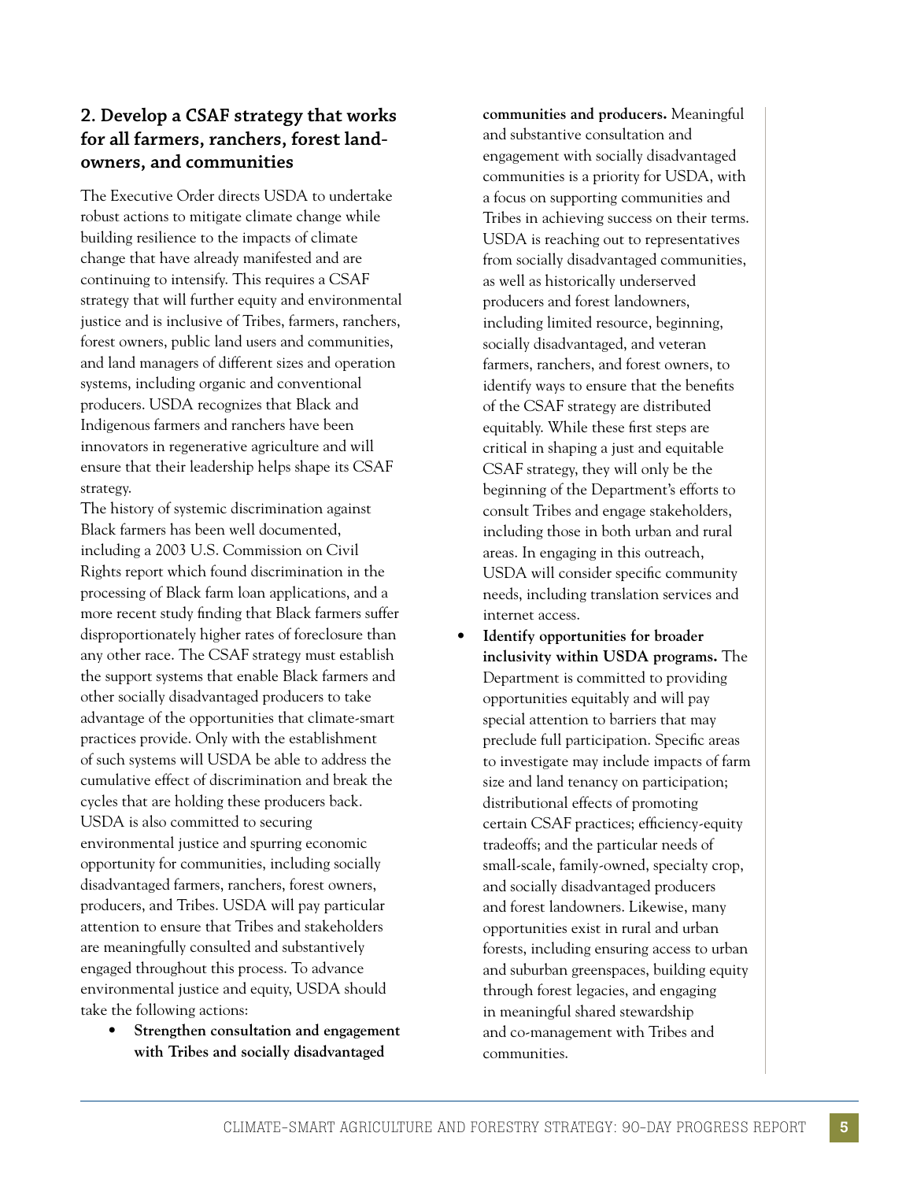## 2. Develop a CSAF strategy that works for all farmers, ranchers, forest landowners, and communities

The Executive Order directs USDA to undertake robust actions to mitigate climate change while building resilience to the impacts of climate change that have already manifested and are continuing to intensify. This requires a CSAF strategy that will further equity and environmental justice and is inclusive of Tribes, farmers, ranchers, forest owners, public land users and communities, and land managers of different sizes and operation systems, including organic and conventional producers. USDA recognizes that Black and Indigenous farmers and ranchers have been innovators in regenerative agriculture and will ensure that their leadership helps shape its CSAF strategy.

The history of systemic discrimination against Black farmers has been well documented, including a 2003 U.S. Commission on Civil Rights report which found discrimination in the processing of Black farm loan applications, and a more recent study finding that Black farmers suffer disproportionately higher rates of foreclosure than any other race. The CSAF strategy must establish the support systems that enable Black farmers and other socially disadvantaged producers to take advantage of the opportunities that climate-smart practices provide. Only with the establishment of such systems will USDA be able to address the cumulative effect of discrimination and break the cycles that are holding these producers back. USDA is also committed to securing environmental justice and spurring economic opportunity for communities, including socially disadvantaged farmers, ranchers, forest owners, producers, and Tribes. USDA will pay particular attention to ensure that Tribes and stakeholders are meaningfully consulted and substantively engaged throughout this process. To advance environmental justice and equity, USDA should take the following actions:

- **Strengthen consultation and engagement with Tribes and socially disadvantaged communities and producers.** Meaningful and substantive consultation and engagement with socially disadvantaged communities is a priority for USDA, with a focus on supporting communities and Tribes in achieving success on their terms. USDA is reaching out to representatives from socially disadvantaged communities, as well as historically underserved producers and forest landowners, including limited resource, beginning, socially disadvantaged, and veteran farmers, ranchers, and forest owners, to identify ways to ensure that the benefits of the CSAF strategy are distributed equitably. While these first steps are critical in shaping a just and equitable CSAF strategy, they will only be the beginning of the Department's efforts to consult Tribes and engage stakeholders, including those in both urban and rural areas. In engaging in this outreach, USDA will consider specific community needs, including translation services and internet access.
- **Identify opportunities for broader inclusivity within USDA programs.** The Department is committed to providing opportunities equitably and will pay special attention to barriers that may preclude full participation. Specific areas to investigate may include impacts of farm size and land tenancy on participation; distributional effects of promoting certain CSAF practices; efficiency-equity tradeoffs; and the particular needs of small-scale, family-owned, specialty crop, and socially disadvantaged producers and forest landowners. Likewise, many opportunities exist in rural and urban forests, including ensuring access to urban and suburban greenspaces, building equity through forest legacies, and engaging in meaningful shared stewardship and co-management with Tribes and communities.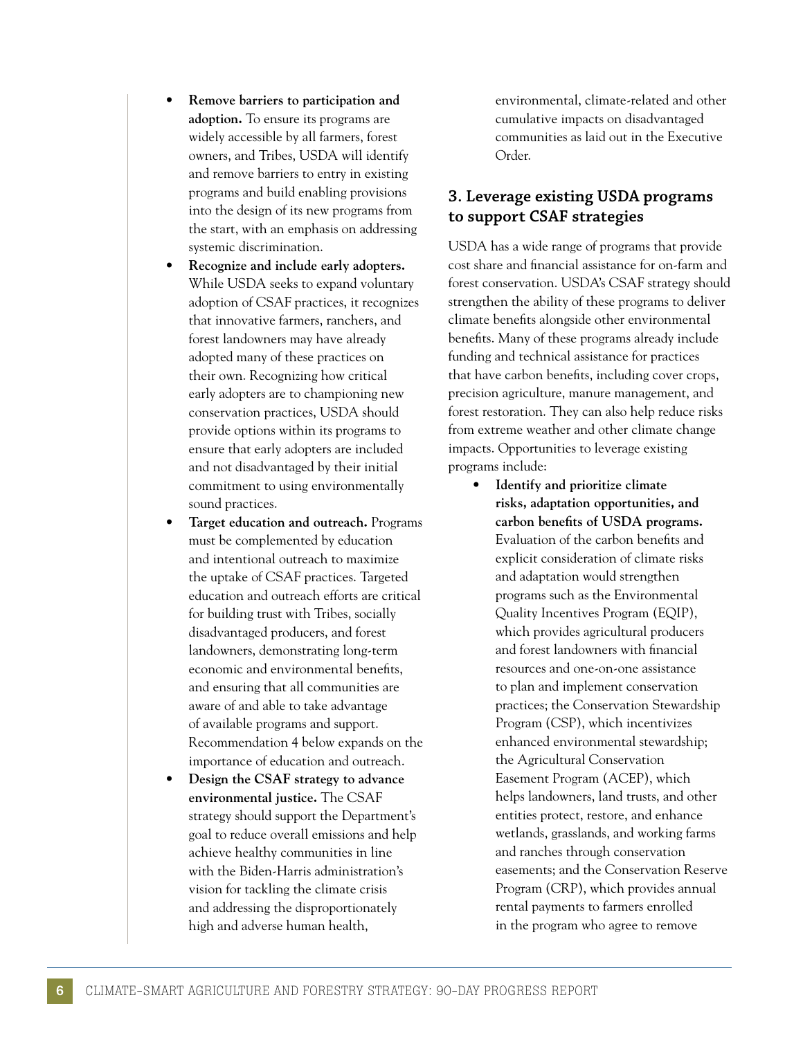- **Remove barriers to participation and adoption.** To ensure its programs are widely accessible by all farmers, forest owners, and Tribes, USDA will identify and remove barriers to entry in existing programs and build enabling provisions into the design of its new programs from the start, with an emphasis on addressing systemic discrimination.
- **Recognize and include early adopters.** While USDA seeks to expand voluntary adoption of CSAF practices, it recognizes that innovative farmers, ranchers, and forest landowners may have already adopted many of these practices on their own. Recognizing how critical early adopters are to championing new conservation practices, USDA should provide options within its programs to ensure that early adopters are included and not disadvantaged by their initial commitment to using environmentally sound practices.
- **Target education and outreach.** Programs must be complemented by education and intentional outreach to maximize the uptake of CSAF practices. Targeted education and outreach efforts are critical for building trust with Tribes, socially disadvantaged producers, and forest landowners, demonstrating long-term economic and environmental benefits, and ensuring that all communities are aware of and able to take advantage of available programs and support. Recommendation 4 below expands on the importance of education and outreach.
- **Design the CSAF strategy to advance environmental justice.** The CSAF strategy should support the Department's goal to reduce overall emissions and help achieve healthy communities in line with the Biden-Harris administration's vision for tackling the climate crisis and addressing the disproportionately high and adverse human health, environmental, climate-related and other cumulative impacts on disadvantaged communities as laid out in the Executive Order.

## 3. Leverage existing USDA programs to support CSAF strategies

USDA has a wide range of programs that provide cost share and financial assistance for on-farm and forest conservation. USDA's CSAF strategy should strengthen the ability of these programs to deliver climate benefits alongside other environmental benefits. Many of these programs already include funding and technical assistance for practices that have carbon benefits, including cover crops, precision agriculture, manure management, and forest restoration. They can also help reduce risks from extreme weather and other climate change impacts. Opportunities to leverage existing programs include:

- **Identify and prioritize climate risks, adaptation opportunities, and carbon benefits of USDA programs.** Evaluation of the carbon benefits and explicit consideration of climate risks and adaptation would strengthen programs such as the Environmental Quality Incentives Program (EQIP), which provides agricultural producers and forest landowners with financial resources and one-on-one assistance to plan and implement conservation practices; the Conservation Stewardship Program (CSP), which incentivizes enhanced environmental stewardship; the Agricultural Conservation Easement Program (ACEP), which helps landowners, land trusts, and other entities protect, restore, and enhance wetlands, grasslands, and working farms and ranches through conservation easements; and the Conservation Reserve Program (CRP), which provides annual rental payments to farmers enrolled in the program who agree to remove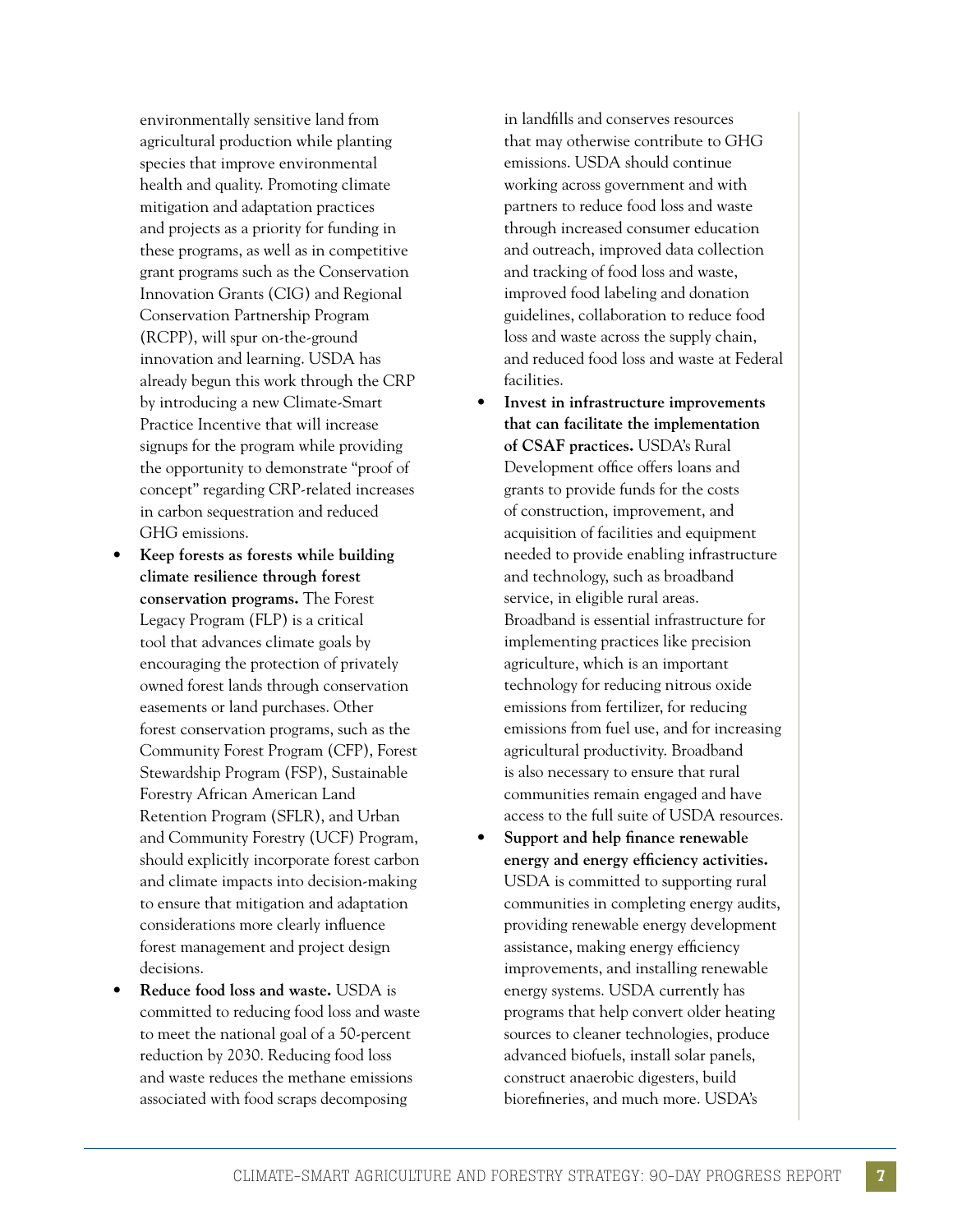environmentally sensitive land from agricultural production while planting species that improve environmental health and quality. Promoting climate mitigation and adaptation practices and projects as a priority for funding in these programs, as well as in competitive grant programs such as the Conservation Innovation Grants (CIG) and Regional Conservation Partnership Program (RCPP), will spur on-the-ground innovation and learning. USDA has already begun this work through the CRP by introducing a new Climate-Smart Practice Incentive that will increase signups for the program while providing the opportunity to demonstrate "proof of concept" regarding CRP-related increases in carbon sequestration and reduced GHG emissions.

- **Keep forests as forests while building climate resilience through forest conservation programs.** The Forest Legacy Program (FLP) is a critical tool that advances climate goals by encouraging the protection of privately owned forest lands through conservation easements or land purchases. Other forest conservation programs, such as the Community Forest Program (CFP), Forest Stewardship Program (FSP), Sustainable Forestry African American Land Retention Program (SFLR), and Urban and Community Forestry (UCF) Program, should explicitly incorporate forest carbon and climate impacts into decision-making to ensure that mitigation and adaptation considerations more clearly influence forest management and project design decisions.
- **Reduce food loss and waste.** USDA is committed to reducing food loss and waste to meet the national goal of a 50-percent reduction by 2030. Reducing food loss and waste reduces the methane emissions associated with food scraps decomposing in landfills and conserves resources that may otherwise contribute to GHG emissions. USDA should continue working across government and with partners to reduce food loss and waste through increased consumer education and outreach, improved data collection and tracking of food loss and waste, improved food labeling and donation guidelines, collaboration to reduce food loss and waste across the supply chain, and reduced food loss and waste at Federal facilities.
- **Invest in infrastructure improvements that can facilitate the implementation of CSAF practices.** USDA's Rural Development office offers loans and grants to provide funds for the costs of construction, improvement, and acquisition of facilities and equipment needed to provide enabling infrastructure and technology, such as broadband service, in eligible rural areas. Broadband is essential infrastructure for implementing practices like precision agriculture, which is an important technology for reducing nitrous oxide emissions from fertilizer, for reducing emissions from fuel use, and for increasing agricultural productivity. Broadband is also necessary to ensure that rural communities remain engaged and have access to the full suite of USDA resources.
- **Support and help finance renewable energy and energy efficiency activities.** USDA is committed to supporting rural communities in completing energy audits, providing renewable energy development assistance, making energy efficiency improvements, and installing renewable energy systems. USDA currently has programs that help convert older heating sources to cleaner technologies, produce advanced biofuels, install solar panels, construct anaerobic digesters, build biorefineries, and much more. USDA's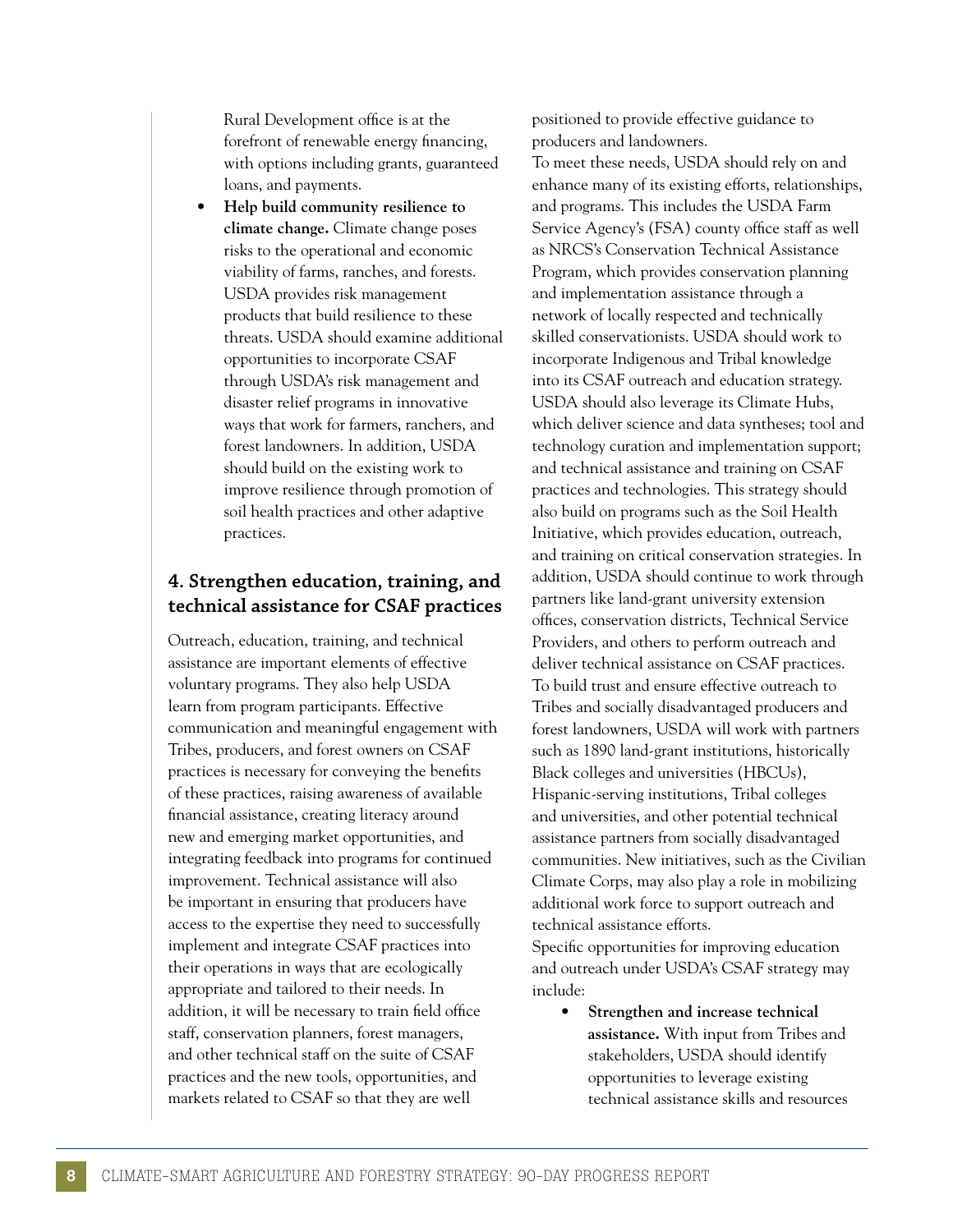Rural Development office is at the forefront of renewable energy financing, with options including grants, guaranteed loans, and payments.

- **Help build community resilience to climate change.** Climate change poses risks to the operational and economic viability of farms, ranches, and forests. USDA provides risk management products that build resilience to these threats. USDA should examine additional opportunities to incorporate CSAF through USDA's risk management and disaster relief programs in innovative ways that work for farmers, ranchers, and forest landowners. In addition, USDA should build on the existing work to improve resilience through promotion of soil health practices and other adaptive practices.

## 4. Strengthen education, training, and technical assistance for CSAF practices

Outreach, education, training, and technical assistance are important elements of effective voluntary programs. They also help USDA learn from program participants. Effective communication and meaningful engagement with Tribes, producers, and forest owners on CSAF practices is necessary for conveying the benefits of these practices, raising awareness of available financial assistance, creating literacy around new and emerging market opportunities, and integrating feedback into programs for continued improvement. Technical assistance will also be important in ensuring that producers have access to the expertise they need to successfully implement and integrate CSAF practices into their operations in ways that are ecologically appropriate and tailored to their needs. In addition, it will be necessary to train field office staff, conservation planners, forest managers, and other technical staff on the suite of CSAF practices and the new tools, opportunities, and markets related to CSAF so that they are well positioned to provide effective guidance to producers and landowners.

To meet these needs, USDA should rely on and enhance many of its existing efforts, relationships, and programs. This includes the USDA Farm Service Agency's (FSA) county office staff as well as NRCS's Conservation Technical Assistance Program, which provides conservation planning and implementation assistance through a network of locally respected and technically skilled conservationists. USDA should work to incorporate Indigenous and Tribal knowledge into its CSAF outreach and education strategy. USDA should also leverage its Climate Hubs, which deliver science and data syntheses; tool and technology curation and implementation support; and technical assistance and training on CSAF practices and technologies. This strategy should also build on programs such as the Soil Health Initiative, which provides education, outreach, and training on critical conservation strategies. In addition, USDA should continue to work through partners like land-grant university extension offices, conservation districts, Technical Service Providers, and others to perform outreach and deliver technical assistance on CSAF practices. To build trust and ensure effective outreach to Tribes and socially disadvantaged producers and forest landowners, USDA will work with partners such as 1890 land-grant institutions, historically Black colleges and universities (HBCUs), Hispanic-serving institutions, Tribal colleges and universities, and other potential technical assistance partners from socially disadvantaged communities. New initiatives, such as the Civilian Climate Corps, may also play a role in mobilizing additional work force to support outreach and technical assistance efforts.

Specific opportunities for improving education and outreach under USDA's CSAF strategy may include:

- **Strengthen and increase technical assistance.** With input from Tribes and stakeholders, USDA should identify opportunities to leverage existing technical assistance skills and resources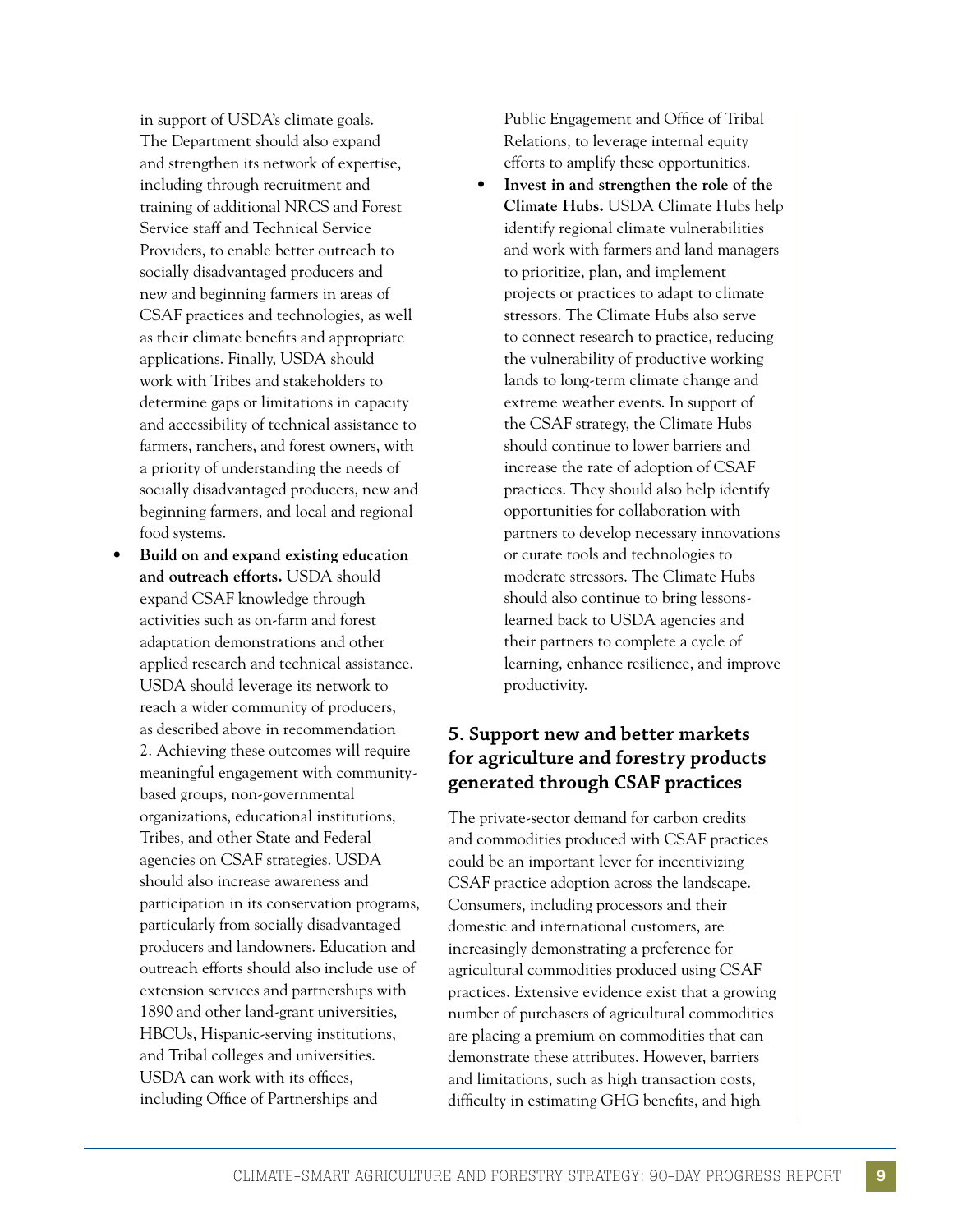in support of USDA's climate goals. The Department should also expand and strengthen its network of expertise, including through recruitment and training of additional NRCS and Forest Service staff and Technical Service Providers, to enable better outreach to socially disadvantaged producers and new and beginning farmers in areas of CSAF practices and technologies, as well as their climate benefits and appropriate applications. Finally, USDA should work with Tribes and stakeholders to determine gaps or limitations in capacity and accessibility of technical assistance to farmers, ranchers, and forest owners, with a priority of understanding the needs of socially disadvantaged producers, new and beginning farmers, and local and regional food systems.

- **Build on and expand existing education and outreach efforts.** USDA should expand CSAF knowledge through activities such as on-farm and forest adaptation demonstrations and other applied research and technical assistance. USDA should leverage its network to reach a wider community of producers, as described above in recommendation 2. Achieving these outcomes will require meaningful engagement with community-based groups, non-governmental organizations, educational institutions, Tribes, and other State and Federal agencies on CSAF strategies. USDA should also increase awareness and participation in its conservation programs, particularly from socially disadvantaged producers and landowners. Education and outreach efforts should also include use of extension services and partnerships with 1890 and other land-grant universities, HBCUs, Hispanic-serving institutions, and Tribal colleges and universities. USDA can work with its offices, including Office of Partnerships and Public Engagement and Office of Tribal Relations, to leverage internal equity efforts to amplify these opportunities.
- **Invest in and strengthen the role of the Climate Hubs.** USDA Climate Hubs help identify regional climate vulnerabilities and work with farmers and land managers to prioritize, plan, and implement projects or practices to adapt to climate stressors. The Climate Hubs also serve to connect research to practice, reducing the vulnerability of productive working lands to long-term climate change and extreme weather events. In support of the CSAF strategy, the Climate Hubs should continue to lower barriers and increase the rate of adoption of CSAF practices. They should also help identify opportunities for collaboration with partners to develop necessary innovations or curate tools and technologies to moderate stressors. The Climate Hubs should also continue to bring lessons-learned back to USDA agencies and their partners to complete a cycle of learning, enhance resilience, and improve productivity.

## 5. Support new and better markets for agriculture and forestry products generated through CSAF practices

The private-sector demand for carbon credits and commodities produced with CSAF practices could be an important lever for incentivizing CSAF practice adoption across the landscape. Consumers, including processors and their domestic and international customers, are increasingly demonstrating a preference for agricultural commodities produced using CSAF practices. Extensive evidence exist that a growing number of purchasers of agricultural commodities are placing a premium on commodities that can demonstrate these attributes. However, barriers and limitations, such as high transaction costs, difficulty in estimating GHG benefits, and high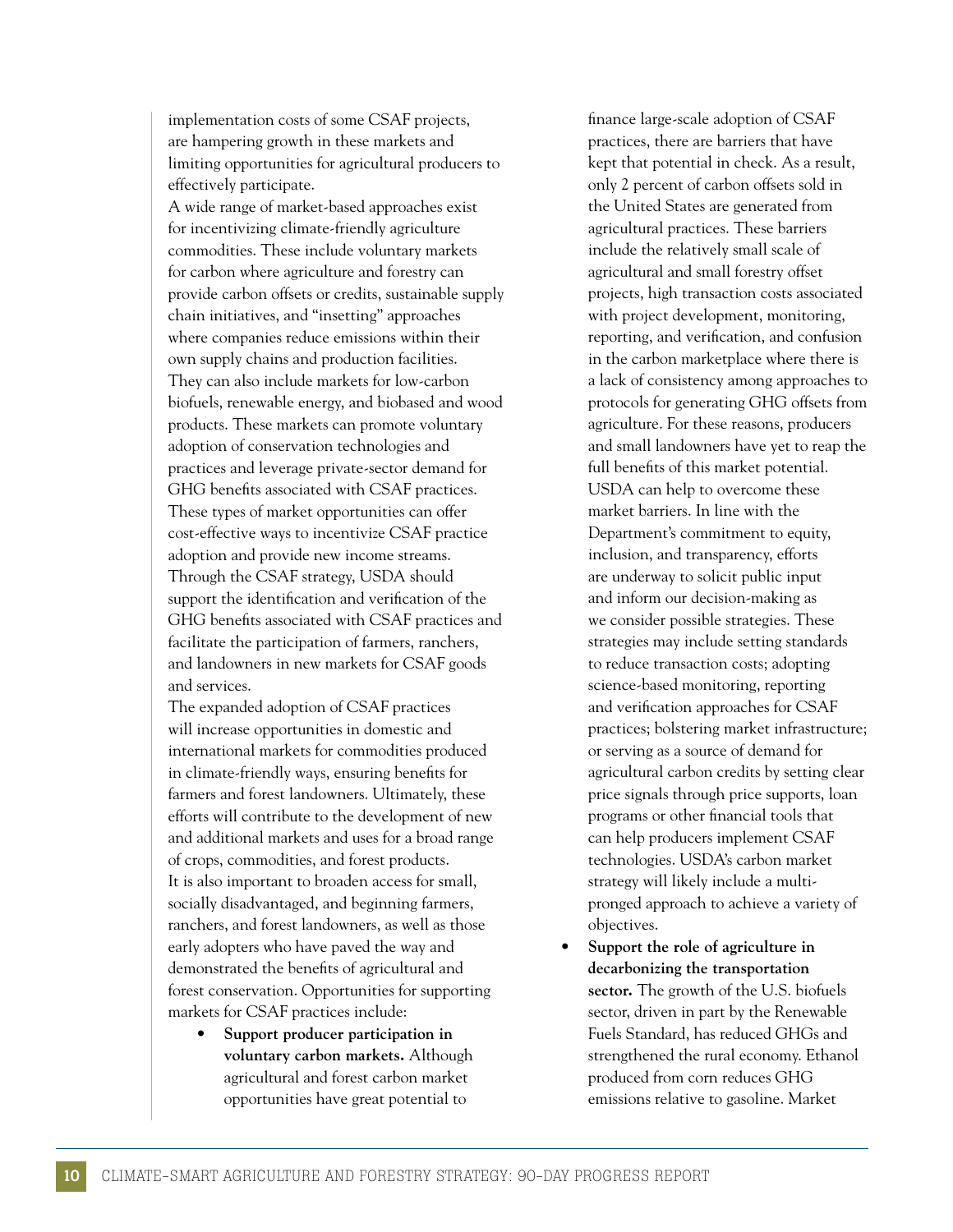implementation costs of some CSAF projects, are hampering growth in these markets and limiting opportunities for agricultural producers to effectively participate.

A wide range of market-based approaches exist for incentivizing climate-friendly agriculture commodities. These include voluntary markets for carbon where agriculture and forestry can provide carbon offsets or credits, sustainable supply chain initiatives, and "insetting" approaches where companies reduce emissions within their own supply chains and production facilities. They can also include markets for low-carbon biofuels, renewable energy, and biobased and wood products. These markets can promote voluntary adoption of conservation technologies and practices and leverage private-sector demand for GHG benefits associated with CSAF practices. These types of market opportunities can offer cost-effective ways to incentivize CSAF practice adoption and provide new income streams. Through the CSAF strategy, USDA should support the identification and verification of the GHG benefits associated with CSAF practices and facilitate the participation of farmers, ranchers, and landowners in new markets for CSAF goods and services.

The expanded adoption of CSAF practices will increase opportunities in domestic and international markets for commodities produced in climate-friendly ways, ensuring benefits for farmers and forest landowners. Ultimately, these efforts will contribute to the development of new and additional markets and uses for a broad range of crops, commodities, and forest products.

It is also important to broaden access for small, socially disadvantaged, and beginning farmers, ranchers, and forest landowners, as well as those early adopters who have paved the way and demonstrated the benefits of agricultural and forest conservation. Opportunities for supporting markets for CSAF practices include:

- **Support producer participation in voluntary carbon markets.** Although agricultural and forest carbon market opportunities have great potential to finance large-scale adoption of CSAF practices, there are barriers that have kept that potential in check. As a result, only 2 percent of carbon offsets sold in the United States are generated from agricultural practices. These barriers include the relatively small scale of agricultural and small forestry offset projects, high transaction costs associated with project development, monitoring, reporting, and verification, and confusion in the carbon marketplace where there is a lack of consistency among approaches to protocols for generating GHG offsets from agriculture. For these reasons, producers and small landowners have yet to reap the full benefits of this market potential. USDA can help to overcome these market barriers. In line with the Department's commitment to equity, inclusion, and transparency, efforts are underway to solicit public input and inform our decision-making as we consider possible strategies. These strategies may include setting standards to reduce transaction costs; adopting science-based monitoring, reporting and verification approaches for CSAF practices; bolstering market infrastructure; or serving as a source of demand for agricultural carbon credits by setting clear price signals through price supports, loan programs or other financial tools that can help producers implement CSAF technologies. USDA's carbon market strategy will likely include a multi-pronged approach to achieve a variety of objectives.
- **Support the role of agriculture in decarbonizing the transportation sector.** The growth of the U.S. biofuels sector, driven in part by the Renewable Fuels Standard, has reduced GHGs and strengthened the rural economy. Ethanol produced from corn reduces GHG emissions relative to gasoline. Market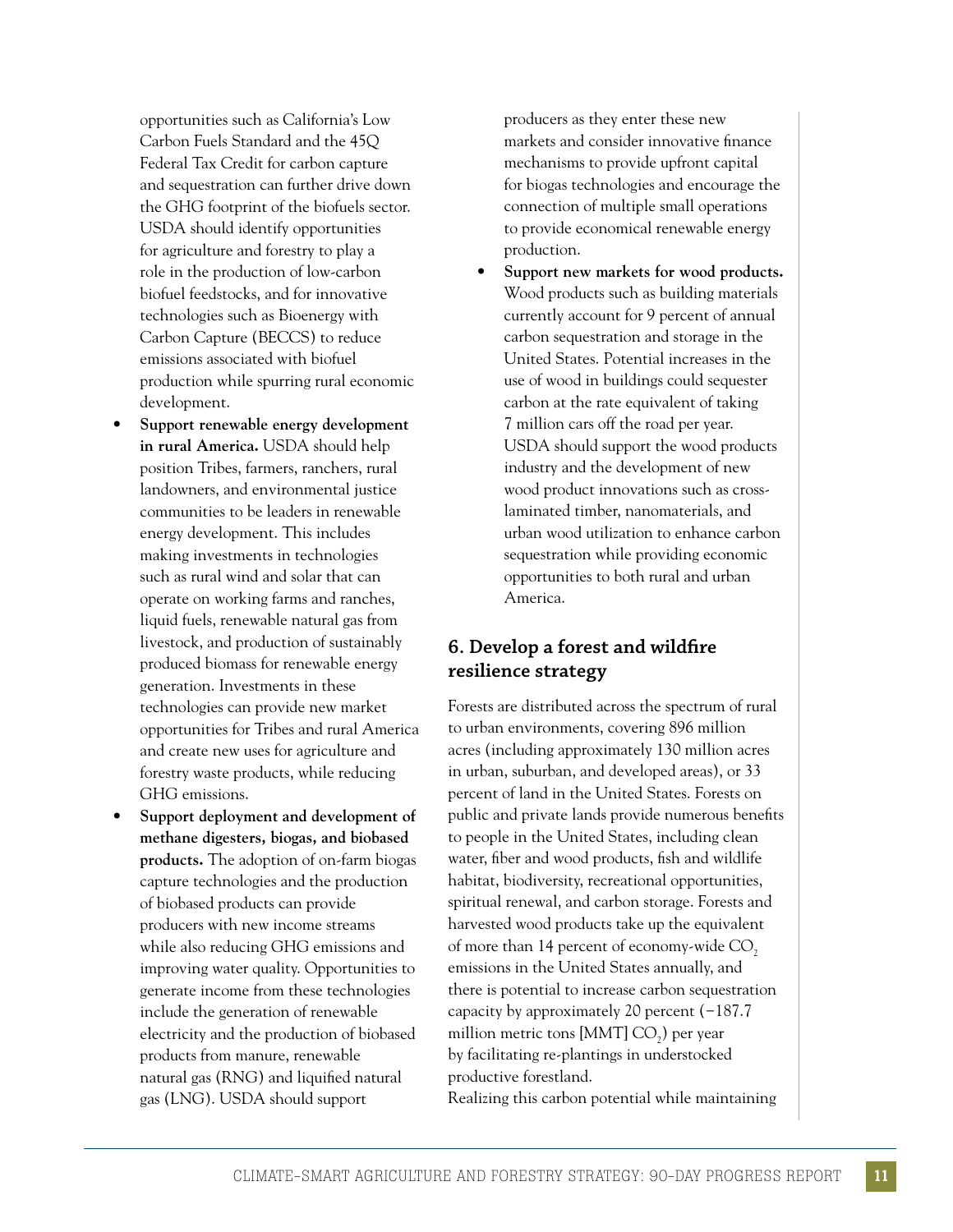opportunities such as California's Low Carbon Fuels Standard and the 45Q Federal Tax Credit for carbon capture and sequestration can further drive down the GHG footprint of the biofuels sector. USDA should identify opportunities for agriculture and forestry to play a role in the production of low-carbon biofuel feedstocks, and for innovative technologies such as Bioenergy with Carbon Capture (BECCS) to reduce emissions associated with biofuel production while spurring rural economic development.

- **Support renewable energy development in rural America.** USDA should help position Tribes, farmers, ranchers, rural landowners, and environmental justice communities to be leaders in renewable energy development. This includes making investments in technologies such as rural wind and solar that can operate on working farms and ranches, liquid fuels, renewable natural gas from livestock, and production of sustainably produced biomass for renewable energy generation. Investments in these technologies can provide new market opportunities for Tribes and rural America and create new uses for agriculture and forestry waste products, while reducing GHG emissions.
- **Support deployment and development of methane digesters, biogas, and biobased products.** The adoption of on-farm biogas capture technologies and the production of biobased products can provide producers with new income streams while also reducing GHG emissions and improving water quality. Opportunities to generate income from these technologies include the generation of renewable electricity and the production of biobased products from manure, renewable natural gas (RNG) and liquified natural gas (LNG). USDA should support producers as they enter these new markets and consider innovative finance mechanisms to provide upfront capital for biogas technologies and encourage the connection of multiple small operations to provide economical renewable energy production.
- **Support new markets for wood products.** Wood products such as building materials currently account for 9 percent of annual carbon sequestration and storage in the United States. Potential increases in the use of wood in buildings could sequester carbon at the rate equivalent of taking 7 million cars off the road per year. USDA should support the wood products industry and the development of new wood product innovations such as cross-laminated timber, nanomaterials, and urban wood utilization to enhance carbon sequestration while providing economic opportunities to both rural and urban America.

## 6. Develop a forest and wildfire resilience strategy

Forests are distributed across the spectrum of rural to urban environments, covering 896 million acres (including approximately 130 million acres in urban, suburban, and developed areas), or 33 percent of land in the United States. Forests on public and private lands provide numerous benefits to people in the United States, including clean water, fiber and wood products, fish and wildlife habitat, biodiversity, recreational opportunities, spiritual renewal, and carbon storage. Forests and harvested wood products take up the equivalent of more than 14 percent of economy-wide $CO_2$ emissions in the United States annually, and there is potential to increase carbon sequestration capacity by approximately 20 percent (−187.7 million metric tons [MMT] $CO_2$) per year by facilitating re-plantings in understocked productive forestland.

Realizing this carbon potential while maintaining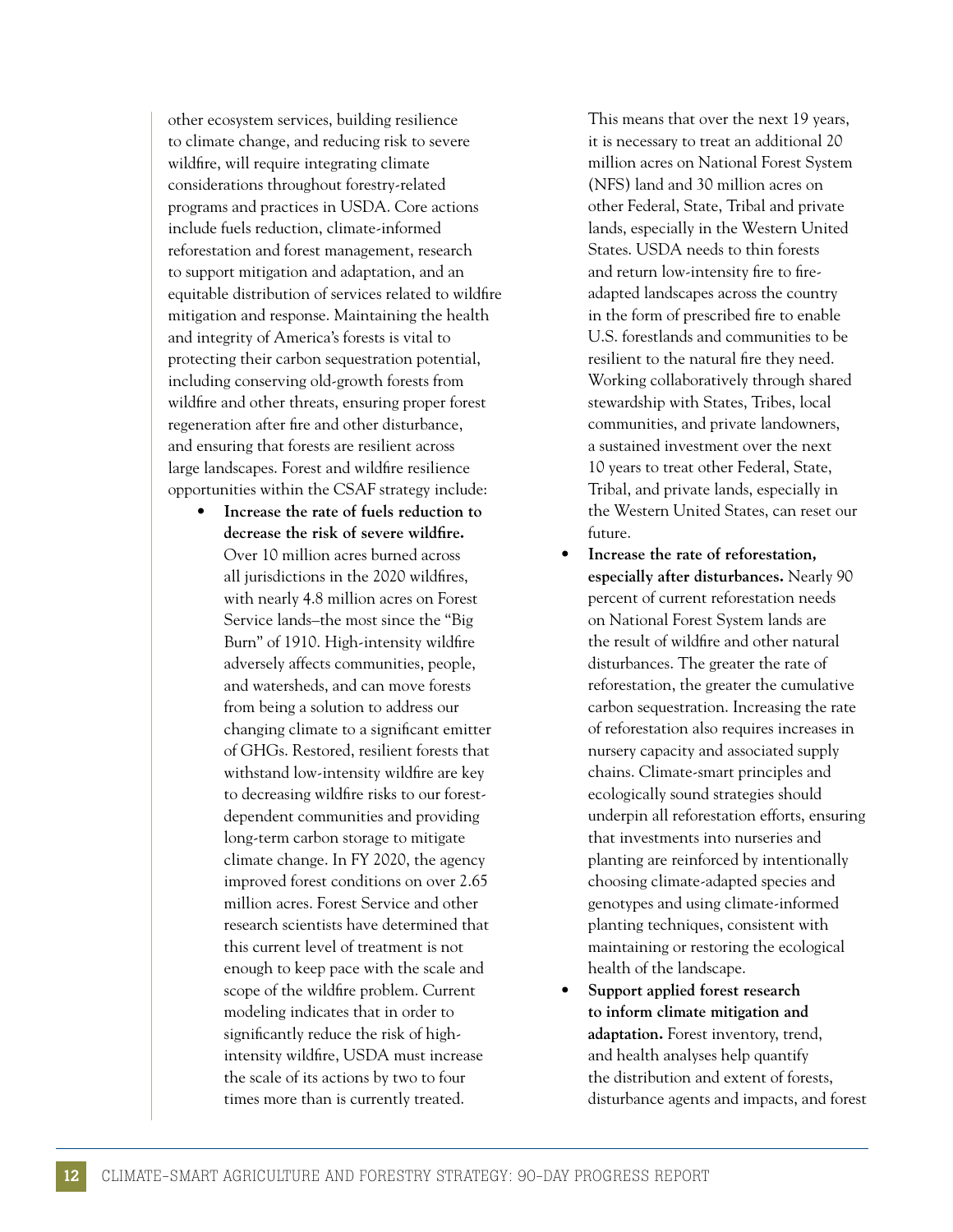other ecosystem services, building resilience to climate change, and reducing risk to severe wildfire, will require integrating climate considerations throughout forestry-related programs and practices in USDA. Core actions include fuels reduction, climate-informed reforestation and forest management, research to support mitigation and adaptation, and an equitable distribution of services related to wildfire mitigation and response. Maintaining the health and integrity of America's forests is vital to protecting their carbon sequestration potential, including conserving old-growth forests from wildfire and other threats, ensuring proper forest regeneration after fire and other disturbance, and ensuring that forests are resilient across large landscapes. Forest and wildfire resilience opportunities within the CSAF strategy include:

- **Increase the rate of fuels reduction to decrease the risk of severe wildfire.** Over 10 million acres burned across all jurisdictions in the 2020 wildfires, with nearly 4.8 million acres on Forest Service lands–the most since the "Big Burn" of 1910. High-intensity wildfire adversely affects communities, people, and watersheds, and can move forests from being a solution to address our changing climate to a significant emitter of GHGs. Restored, resilient forests that withstand low-intensity wildfire are key to decreasing wildfire risks to our forest-dependent communities and providing long-term carbon storage to mitigate climate change. In FY 2020, the agency improved forest conditions on over 2.65 million acres. Forest Service and other research scientists have determined that this current level of treatment is not enough to keep pace with the scale and scope of the wildfire problem. Current modeling indicates that in order to significantly reduce the risk of high-intensity wildfire, USDA must increase the scale of its actions by two to four times more than is currently treated. This means that over the next 19 years, it is necessary to treat an additional 20 million acres on National Forest System (NFS) land and 30 million acres on other Federal, State, Tribal and private lands, especially in the Western United States. USDA needs to thin forests and return low-intensity fire to fire-adapted landscapes across the country in the form of prescribed fire to enable U.S. forestlands and communities to be resilient to the natural fire they need. Working collaboratively through shared stewardship with States, Tribes, local communities, and private landowners, a sustained investment over the next 10 years to treat other Federal, State, Tribal, and private lands, especially in the Western United States, can reset our future.
- **Increase the rate of reforestation, especially after disturbances.** Nearly 90 percent of current reforestation needs on National Forest System lands are the result of wildfire and other natural disturbances. The greater the rate of reforestation, the greater the cumulative carbon sequestration. Increasing the rate of reforestation also requires increases in nursery capacity and associated supply chains. Climate-smart principles and ecologically sound strategies should underpin all reforestation efforts, ensuring that investments into nurseries and planting are reinforced by intentionally choosing climate-adapted species and genotypes and using climate-informed planting techniques, consistent with maintaining or restoring the ecological health of the landscape.
- **Support applied forest research to inform climate mitigation and adaptation.** Forest inventory, trend, and health analyses help quantify the distribution and extent of forests, disturbance agents and impacts, and forest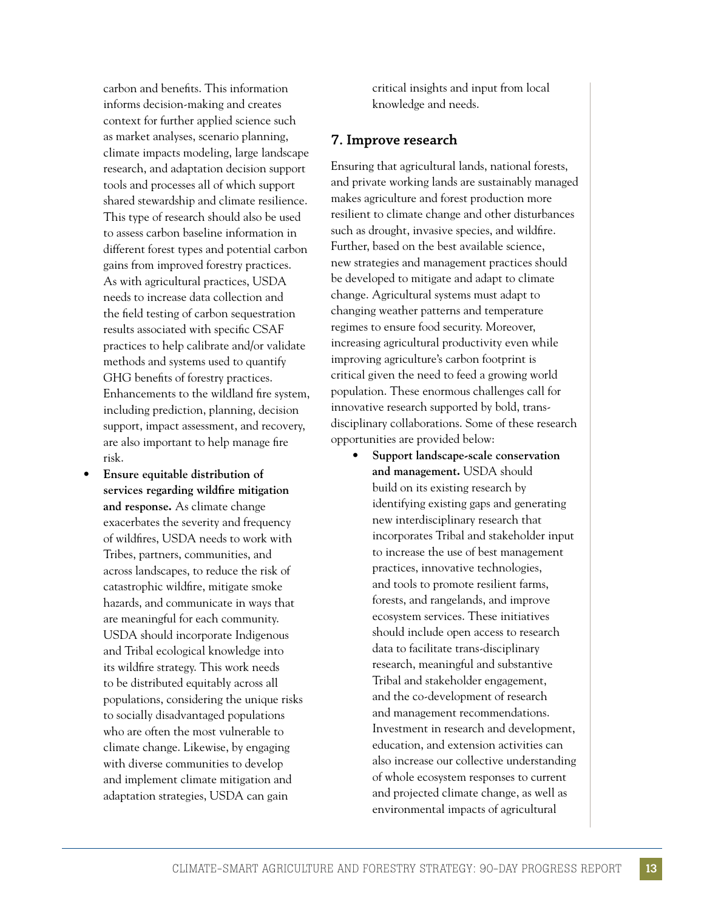carbon and benefits. This information informs decision-making and creates context for further applied science such as market analyses, scenario planning, climate impacts modeling, large landscape research, and adaptation decision support tools and processes all of which support shared stewardship and climate resilience. This type of research should also be used to assess carbon baseline information in different forest types and potential carbon gains from improved forestry practices. As with agricultural practices, USDA needs to increase data collection and the field testing of carbon sequestration results associated with specific CSAF practices to help calibrate and/or validate methods and systems used to quantify GHG benefits of forestry practices. Enhancements to the wildland fire system, including prediction, planning, decision support, impact assessment, and recovery, are also important to help manage fire risk.

- **Ensure equitable distribution of services regarding wildfire mitigation and response.** As climate change exacerbates the severity and frequency of wildfires, USDA needs to work with Tribes, partners, communities, and across landscapes, to reduce the risk of catastrophic wildfire, mitigate smoke hazards, and communicate in ways that are meaningful for each community. USDA should incorporate Indigenous and Tribal ecological knowledge into its wildfire strategy. This work needs to be distributed equitably across all populations, considering the unique risks to socially disadvantaged populations who are often the most vulnerable to climate change. Likewise, by engaging with diverse communities to develop and implement climate mitigation and adaptation strategies, USDA can gain critical insights and input from local knowledge and needs.

## 7. Improve research

Ensuring that agricultural lands, national forests, and private working lands are sustainably managed makes agriculture and forest production more resilient to climate change and other disturbances such as drought, invasive species, and wildfire. Further, based on the best available science, new strategies and management practices should be developed to mitigate and adapt to climate change. Agricultural systems must adapt to changing weather patterns and temperature regimes to ensure food security. Moreover, increasing agricultural productivity even while improving agriculture's carbon footprint is critical given the need to feed a growing world population. These enormous challenges call for innovative research supported by bold, trans-disciplinary collaborations. Some of these research opportunities are provided below:

- **Support landscape-scale conservation and management.** USDA should build on its existing research by identifying existing gaps and generating new interdisciplinary research that incorporates Tribal and stakeholder input to increase the use of best management practices, innovative technologies, and tools to promote resilient farms, forests, and rangelands, and improve ecosystem services. These initiatives should include open access to research data to facilitate trans-disciplinary research, meaningful and substantive Tribal and stakeholder engagement, and the co-development of research and management recommendations. Investment in research and development, education, and extension activities can also increase our collective understanding of whole ecosystem responses to current and projected climate change, as well as environmental impacts of agricultural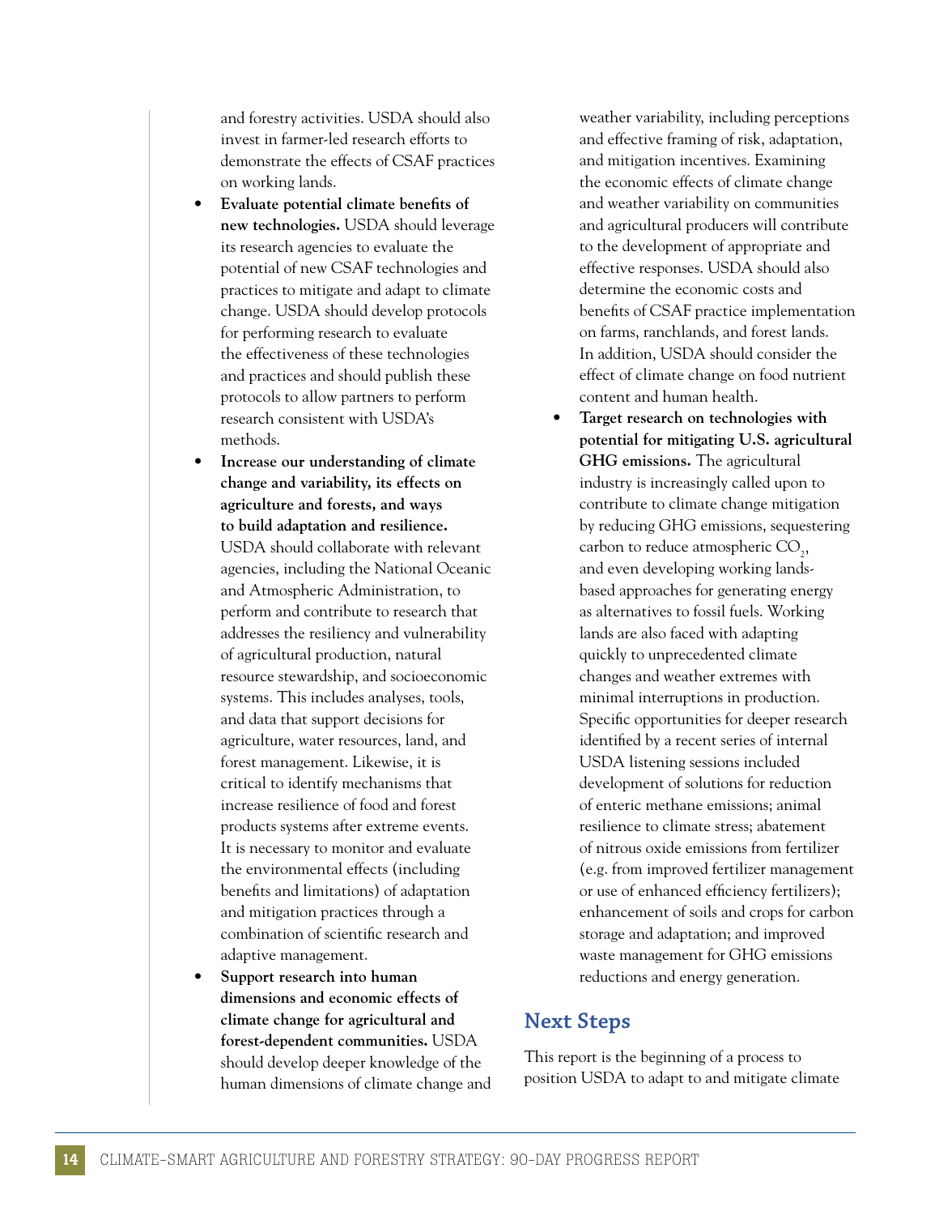and forestry activities. USDA should also invest in farmer-led research efforts to demonstrate the effects of CSAF practices on working lands.

- **Evaluate potential climate benefits of new technologies.** USDA should leverage its research agencies to evaluate the potential of new CSAF technologies and practices to mitigate and adapt to climate change. USDA should develop protocols for performing research to evaluate the effectiveness of these technologies and practices and should publish these protocols to allow partners to perform research consistent with USDA's methods.
- **Increase our understanding of climate change and variability, its effects on agriculture and forests, and ways to build adaptation and resilience.** USDA should collaborate with relevant agencies, including the National Oceanic and Atmospheric Administration, to perform and contribute to research that addresses the resiliency and vulnerability of agricultural production, natural resource stewardship, and socioeconomic systems. This includes analyses, tools, and data that support decisions for agriculture, water resources, land, and forest management. Likewise, it is critical to identify mechanisms that increase resilience of food and forest products systems after extreme events. It is necessary to monitor and evaluate the environmental effects (including benefits and limitations) of adaptation and mitigation practices through a combination of scientific research and adaptive management.
- **Support research into human dimensions and economic effects of climate change for agricultural and forest-dependent communities.** USDA should develop deeper knowledge of the human dimensions of climate change and weather variability, including perceptions and effective framing of risk, adaptation, and mitigation incentives. Examining the economic effects of climate change and weather variability on communities and agricultural producers will contribute to the development of appropriate and effective responses. USDA should also determine the economic costs and benefits of CSAF practice implementation on farms, ranchlands, and forest lands. In addition, USDA should consider the effect of climate change on food nutrient content and human health.
- **Target research on technologies with potential for mitigating U.S. agricultural GHG emissions.** The agricultural industry is increasingly called upon to contribute to climate change mitigation by reducing GHG emissions, sequestering carbon to reduce atmospheric $CO_2$, and even developing working lands-based approaches for generating energy as alternatives to fossil fuels. Working lands are also faced with adapting quickly to unprecedented climate changes and weather extremes with minimal interruptions in production. Specific opportunities for deeper research identified by a recent series of internal USDA listening sessions included development of solutions for reduction of enteric methane emissions; animal resilience to climate stress; abatement of nitrous oxide emissions from fertilizer (e.g. from improved fertilizer management or use of enhanced efficiency fertilizers); enhancement of soils and crops for carbon storage and adaptation; and improved waste management for GHG emissions reductions and energy generation.

## Next Steps

This report is the beginning of a process to position USDA to adapt to and mitigate climate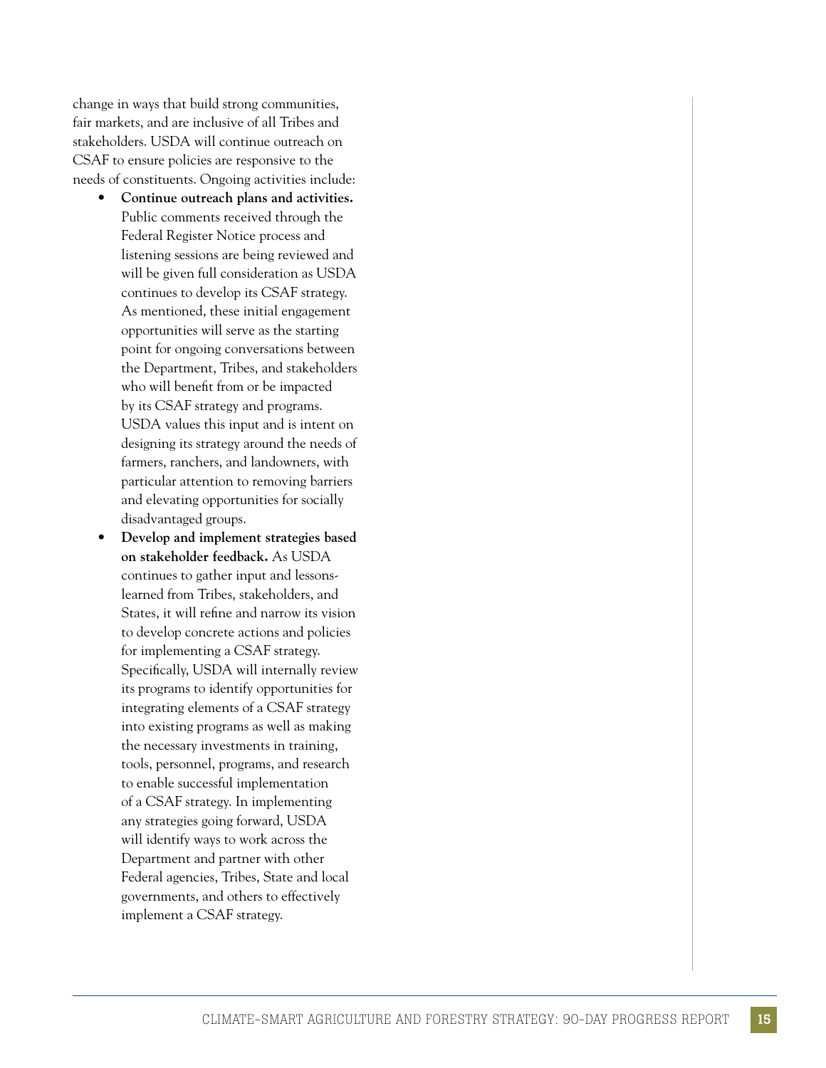change in ways that build strong communities, fair markets, and are inclusive of all Tribes and stakeholders. USDA will continue outreach on CSAF to ensure policies are responsive to the needs of constituents. Ongoing activities include:

- **Continue outreach plans and activities.** Public comments received through the Federal Register Notice process and listening sessions are being reviewed and will be given full consideration as USDA continues to develop its CSAF strategy. As mentioned, these initial engagement opportunities will serve as the starting point for ongoing conversations between the Department, Tribes, and stakeholders who will benefit from or be impacted by its CSAF strategy and programs. USDA values this input and is intent on designing its strategy around the needs of farmers, ranchers, and landowners, with particular attention to removing barriers and elevating opportunities for socially disadvantaged groups.
- **Develop and implement strategies based on stakeholder feedback.** As USDA continues to gather input and lessons-learned from Tribes, stakeholders, and States, it will refine and narrow its vision to develop concrete actions and policies for implementing a CSAF strategy. Specifically, USDA will internally review its programs to identify opportunities for integrating elements of a CSAF strategy into existing programs as well as making the necessary investments in training, tools, personnel, programs, and research to enable successful implementation of a CSAF strategy. In implementing any strategies going forward, USDA will identify ways to work across the Department and partner with other Federal agencies, Tribes, State and local governments, and others to effectively implement a CSAF strategy.